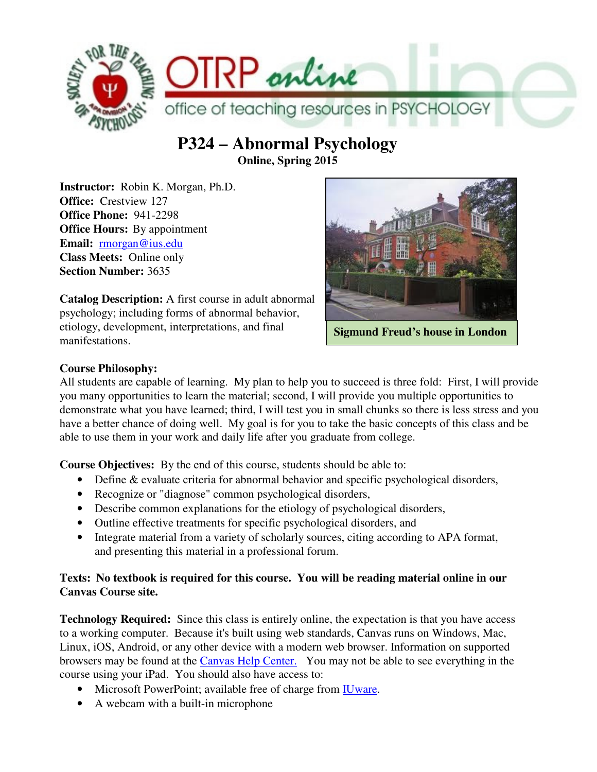# P324 – Abnormal Psychology

**Online, Spring 2015**

**Instructor:** Robin K. Morgan, Ph.D.
**Office:** Crestview 127
**Office Phone:** 941-2298
**Office Hours:** By appointment
**Email:** rmorgan@ius.edu
**Class Meets:** Online only
**Section Number:** 3635

**Catalog Description:** A first course in adult abnormal psychology; including forms of abnormal behavior, etiology, development, interpretations, and final manifestations.

**Sigmund Freud's house in London**

**Course Philosophy:**
All students are capable of learning. My plan to help you to succeed is three fold: First, I will provide you many opportunities to learn the material; second, I will provide you multiple opportunities to demonstrate what you have learned; third, I will test you in small chunks so there is less stress and you have a better chance of doing well. My goal is for you to take the basic concepts of this class and be able to use them in your work and daily life after you graduate from college.

**Course Objectives:** By the end of this course, students should be able to:

- Define & evaluate criteria for abnormal behavior and specific psychological disorders,
- Recognize or "diagnose" common psychological disorders,
- Describe common explanations for the etiology of psychological disorders,
- Outline effective treatments for specific psychological disorders, and
- Integrate material from a variety of scholarly sources, citing according to APA format, and presenting this material in a professional forum.

**Texts: No textbook is required for this course. You will be reading material online in our Canvas Course site.**

**Technology Required:** Since this class is entirely online, the expectation is that you have access to a working computer. Because it's built using web standards, Canvas runs on Windows, Mac, Linux, iOS, Android, or any other device with a modern web browser. Information on supported browsers may be found at the Canvas Help Center. You may not be able to see everything in the course using your iPad. You should also have access to:

- Microsoft PowerPoint; available free of charge from IUware.
- A webcam with a built-in microphone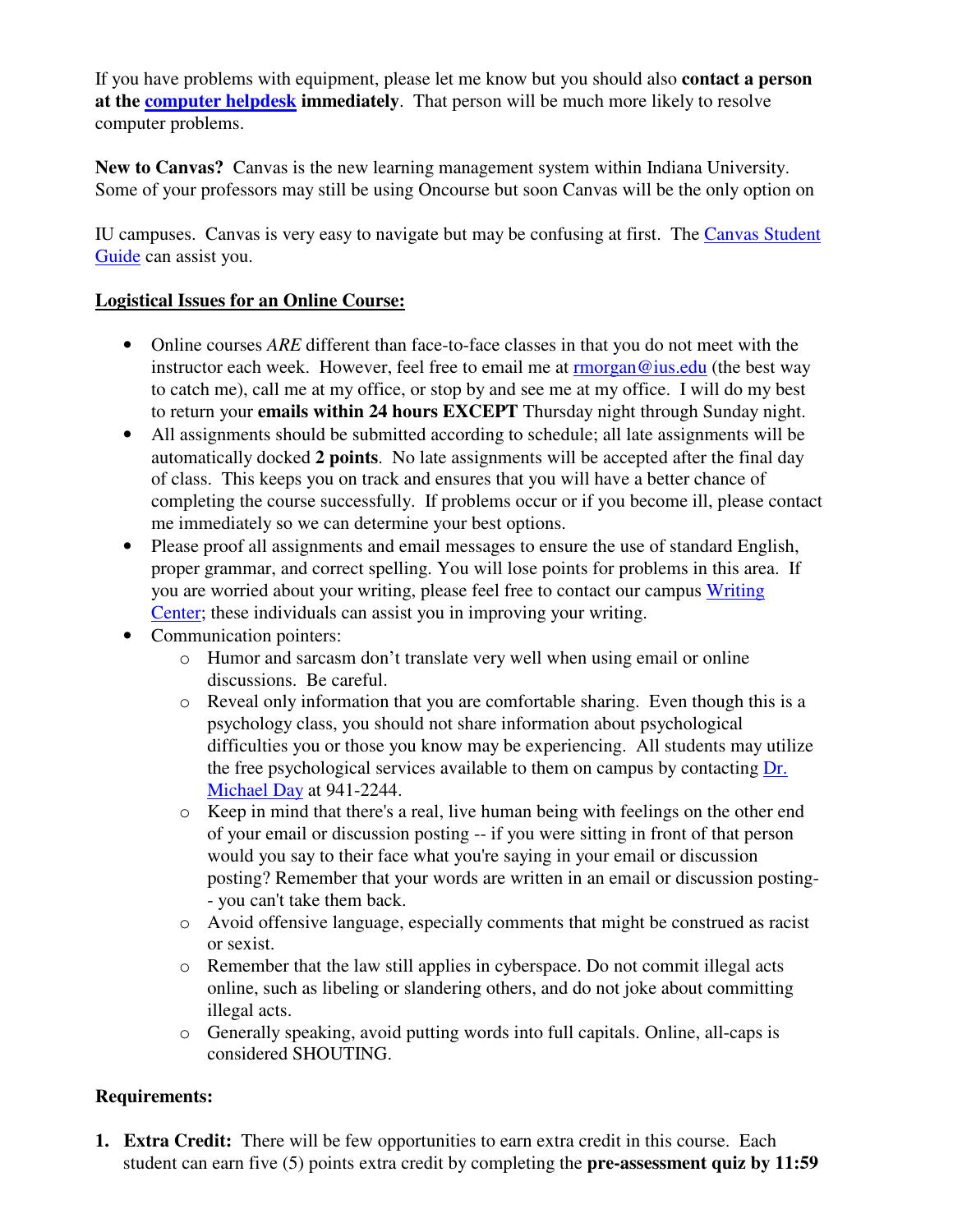If you have problems with equipment, please let me know but you should also **contact a person at the computer helpdesk immediately**. That person will be much more likely to resolve computer problems.

**New to Canvas?** Canvas is the new learning management system within Indiana University. Some of your professors may still be using Oncourse but soon Canvas will be the only option on IU campuses. Canvas is very easy to navigate but may be confusing at first. The Canvas Student Guide can assist you.

**Logistical Issues for an Online Course:**

- Online courses *ARE* different than face-to-face classes in that you do not meet with the instructor each week. However, feel free to email me at rmorgan@ius.edu (the best way to catch me), call me at my office, or stop by and see me at my office. I will do my best to return your **emails within 24 hours EXCEPT** Thursday night through Sunday night.
- All assignments should be submitted according to schedule; all late assignments will be automatically docked **2 points**. No late assignments will be accepted after the final day of class. This keeps you on track and ensures that you will have a better chance of completing the course successfully. If problems occur or if you become ill, please contact me immediately so we can determine your best options.
- Please proof all assignments and email messages to ensure the use of standard English, proper grammar, and correct spelling. You will lose points for problems in this area. If you are worried about your writing, please feel free to contact our campus Writing Center; these individuals can assist you in improving your writing.
- Communication pointers:
  - Humor and sarcasm don't translate very well when using email or online discussions. Be careful.
  - Reveal only information that you are comfortable sharing. Even though this is a psychology class, you should not share information about psychological difficulties you or those you know may be experiencing. All students may utilize the free psychological services available to them on campus by contacting Dr. Michael Day at 941-2244.
  - Keep in mind that there's a real, live human being with feelings on the other end of your email or discussion posting -- if you were sitting in front of that person would you say to their face what you're saying in your email or discussion posting? Remember that your words are written in an email or discussion posting-- you can't take them back.
  - Avoid offensive language, especially comments that might be construed as racist or sexist.
  - Remember that the law still applies in cyberspace. Do not commit illegal acts online, such as libeling or slandering others, and do not joke about committing illegal acts.
  - Generally speaking, avoid putting words into full capitals. Online, all-caps is considered SHOUTING.

**Requirements:**

1. **Extra Credit:** There will be few opportunities to earn extra credit in this course. Each student can earn five (5) points extra credit by completing the **pre-assessment quiz by 11:59**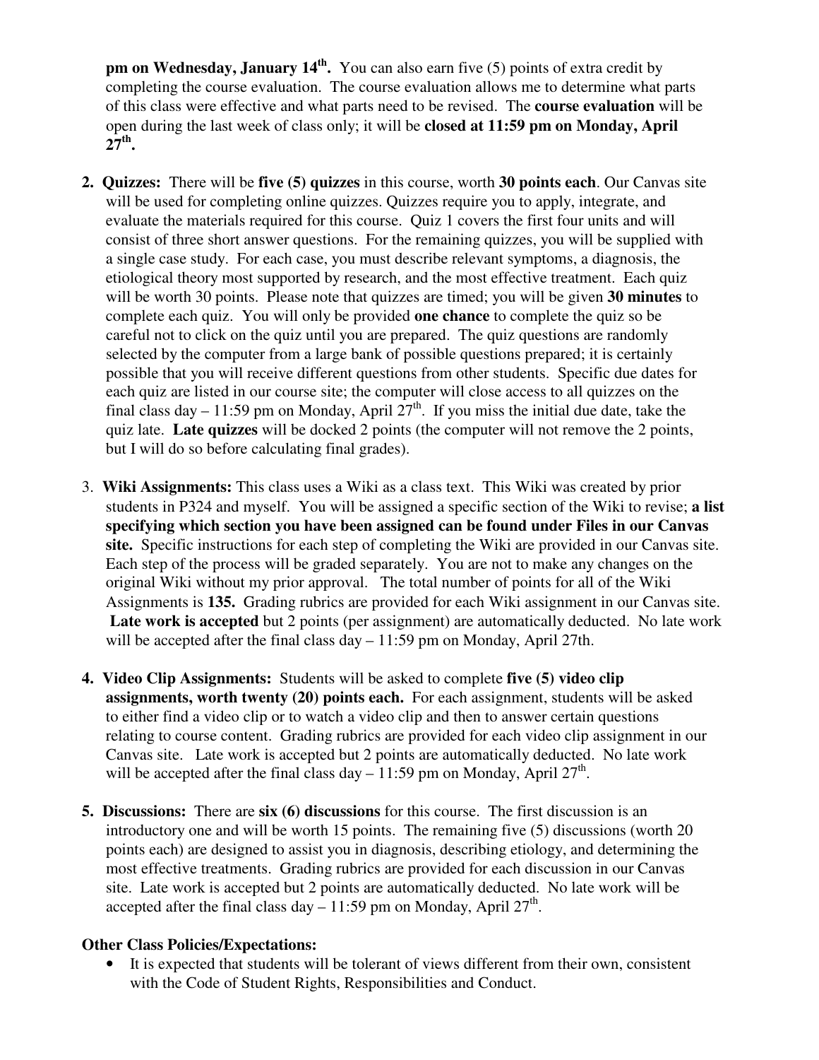**pm on Wednesday, January 14th.** You can also earn five (5) points of extra credit by completing the course evaluation. The course evaluation allows me to determine what parts of this class were effective and what parts need to be revised. The **course evaluation** will be open during the last week of class only; it will be **closed at 11:59 pm on Monday, April 27th.**

2. **Quizzes:** There will be **five (5) quizzes** in this course, worth **30 points each**. Our Canvas site will be used for completing online quizzes. Quizzes require you to apply, integrate, and evaluate the materials required for this course. Quiz 1 covers the first four units and will consist of three short answer questions. For the remaining quizzes, you will be supplied with a single case study. For each case, you must describe relevant symptoms, a diagnosis, the etiological theory most supported by research, and the most effective treatment. Each quiz will be worth 30 points. Please note that quizzes are timed; you will be given **30 minutes** to complete each quiz. You will only be provided **one chance** to complete the quiz so be careful not to click on the quiz until you are prepared. The quiz questions are randomly selected by the computer from a large bank of possible questions prepared; it is certainly possible that you will receive different questions from other students. Specific due dates for each quiz are listed in our course site; the computer will close access to all quizzes on the final class day – 11:59 pm on Monday, April 27th. If you miss the initial due date, take the quiz late. **Late quizzes** will be docked 2 points (the computer will not remove the 2 points, but I will do so before calculating final grades).

3. **Wiki Assignments:** This class uses a Wiki as a class text. This Wiki was created by prior students in P324 and myself. You will be assigned a specific section of the Wiki to revise; **a list specifying which section you have been assigned can be found under Files in our Canvas site.** Specific instructions for each step of completing the Wiki are provided in our Canvas site. Each step of the process will be graded separately. You are not to make any changes on the original Wiki without my prior approval. The total number of points for all of the Wiki Assignments is **135.** Grading rubrics are provided for each Wiki assignment in our Canvas site. **Late work is accepted** but 2 points (per assignment) are automatically deducted. No late work will be accepted after the final class day – 11:59 pm on Monday, April 27th.

4. **Video Clip Assignments:** Students will be asked to complete **five (5) video clip assignments, worth twenty (20) points each.** For each assignment, students will be asked to either find a video clip or to watch a video clip and then to answer certain questions relating to course content. Grading rubrics are provided for each video clip assignment in our Canvas site. Late work is accepted but 2 points are automatically deducted. No late work will be accepted after the final class day – 11:59 pm on Monday, April 27th.

5. **Discussions:** There are **six (6) discussions** for this course. The first discussion is an introductory one and will be worth 15 points. The remaining five (5) discussions (worth 20 points each) are designed to assist you in diagnosis, describing etiology, and determining the most effective treatments. Grading rubrics are provided for each discussion in our Canvas site. Late work is accepted but 2 points are automatically deducted. No late work will be accepted after the final class day – 11:59 pm on Monday, April 27th.

**Other Class Policies/Expectations:**

- It is expected that students will be tolerant of views different from their own, consistent with the Code of Student Rights, Responsibilities and Conduct.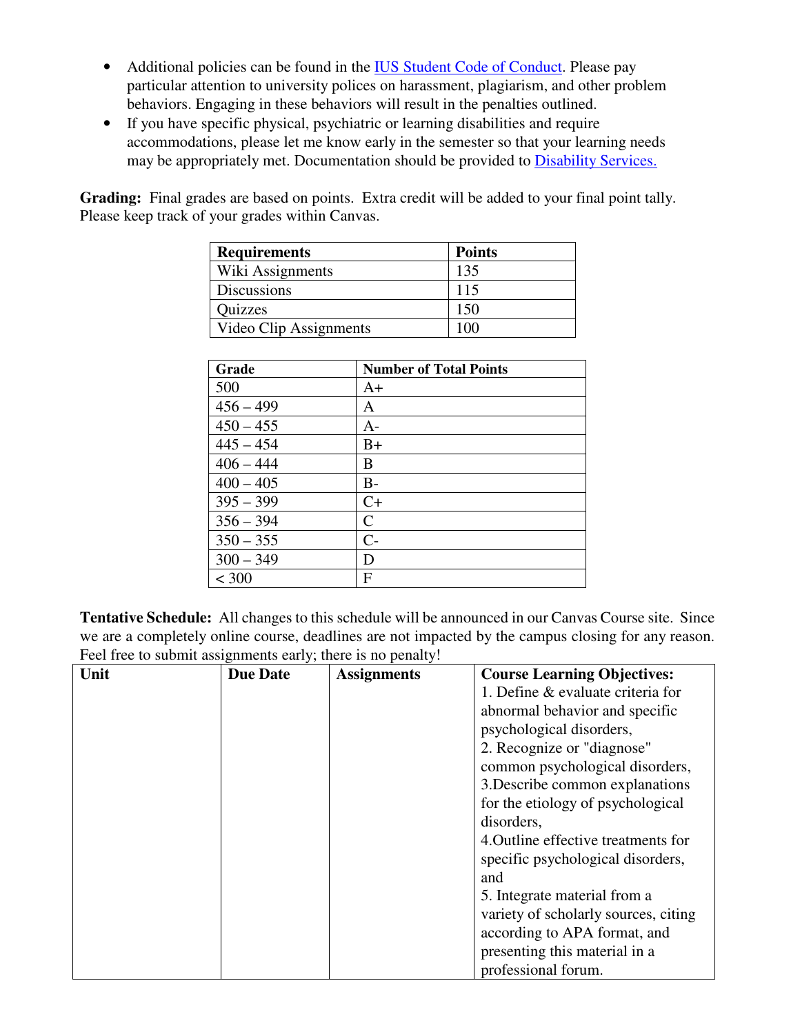- Additional policies can be found in the [IUS Student Code of Conduct](). Please pay particular attention to university polices on harassment, plagiarism, and other problem behaviors. Engaging in these behaviors will result in the penalties outlined.
- If you have specific physical, psychiatric or learning disabilities and require accommodations, please let me know early in the semester so that your learning needs may be appropriately met. Documentation should be provided to [Disability Services.]()

**Grading:** Final grades are based on points. Extra credit will be added to your final point tally. Please keep track of your grades within Canvas.

| Requirements | Points |
|---|---|
| Wiki Assignments | 135 |
| Discussions | 115 |
| Quizzes | 150 |
| Video Clip Assignments | 100 |

| Grade | Number of Total Points |
|---|---|
| 500 | A+ |
| 456 – 499 | A |
| 450 – 455 | A- |
| 445 – 454 | B+ |
| 406 – 444 | B |
| 400 – 405 | B- |
| 395 – 399 | C+ |
| 356 – 394 | C |
| 350 – 355 | C- |
| 300 – 349 | D |
| < 300 | F |

**Tentative Schedule:** All changes to this schedule will be announced in our Canvas Course site. Since we are a completely online course, deadlines are not impacted by the campus closing for any reason. Feel free to submit assignments early; there is no penalty!

| Unit | Due Date | Assignments | Course Learning Objectives:<br>1. Define & evaluate criteria for abnormal behavior and specific psychological disorders,<br>2. Recognize or "diagnose" common psychological disorders,<br>3.Describe common explanations for the etiology of psychological disorders,<br>4.Outline effective treatments for specific psychological disorders, and<br>5. Integrate material from a variety of scholarly sources, citing according to APA format, and presenting this material in a professional forum. |
|---|---|---|---|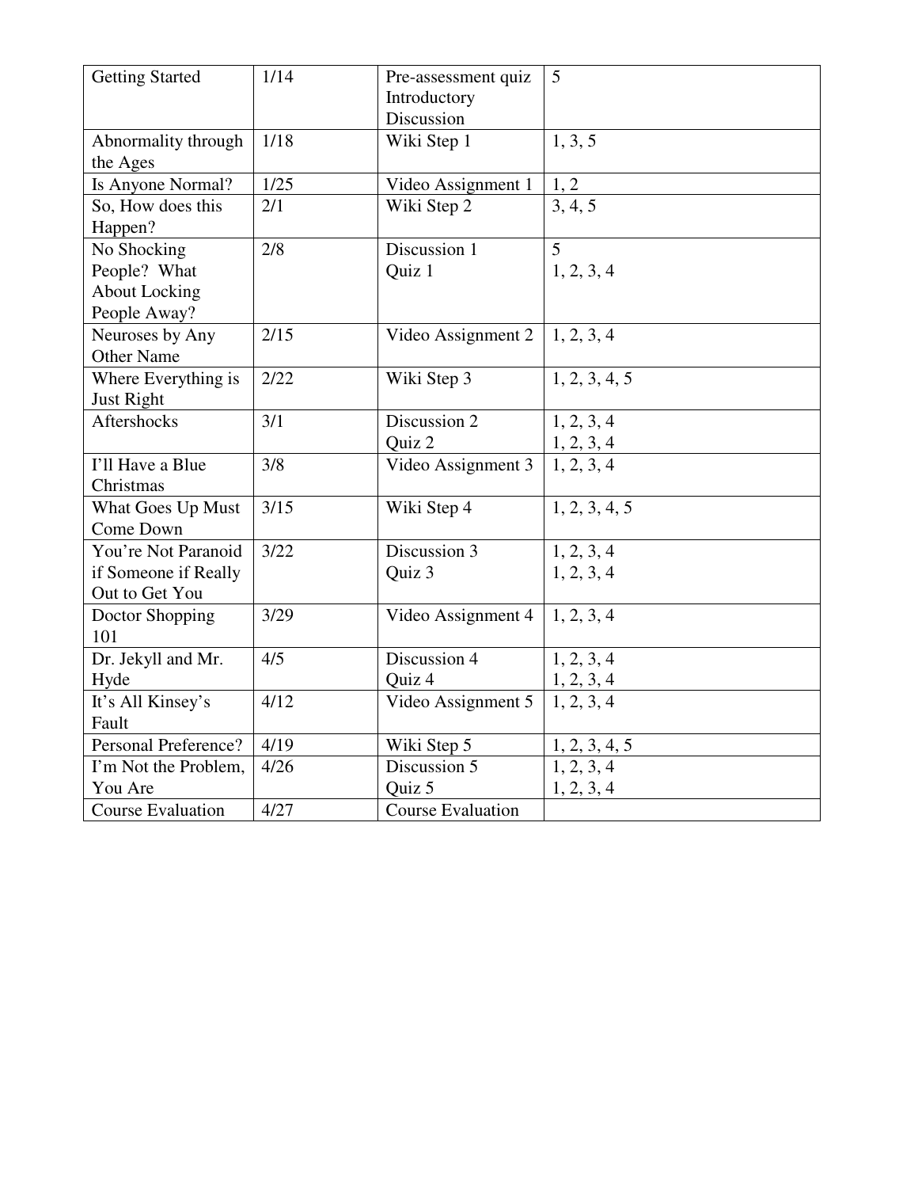| | | | |
|---|---|---|---|
| Getting Started | 1/14 | Pre-assessment quiz<br>Introductory Discussion | 5 |
| Abnormality through the Ages | 1/18 | Wiki Step 1 | 1, 3, 5 |
| Is Anyone Normal? | 1/25 | Video Assignment 1 | 1, 2 |
| So, How does this Happen? | 2/1 | Wiki Step 2 | 3, 4, 5 |
| No Shocking People? What About Locking People Away? | 2/8 | Discussion 1<br>Quiz 1 | 5<br>1, 2, 3, 4 |
| Neuroses by Any Other Name | 2/15 | Video Assignment 2 | 1, 2, 3, 4 |
| Where Everything is Just Right | 2/22 | Wiki Step 3 | 1, 2, 3, 4, 5 |
| Aftershocks | 3/1 | Discussion 2<br>Quiz 2 | 1, 2, 3, 4<br>1, 2, 3, 4 |
| I'll Have a Blue Christmas | 3/8 | Video Assignment 3 | 1, 2, 3, 4 |
| What Goes Up Must Come Down | 3/15 | Wiki Step 4 | 1, 2, 3, 4, 5 |
| You're Not Paranoid if Someone if Really Out to Get You | 3/22 | Discussion 3<br>Quiz 3 | 1, 2, 3, 4<br>1, 2, 3, 4 |
| Doctor Shopping 101 | 3/29 | Video Assignment 4 | 1, 2, 3, 4 |
| Dr. Jekyll and Mr. Hyde | 4/5 | Discussion 4<br>Quiz 4 | 1, 2, 3, 4<br>1, 2, 3, 4 |
| It's All Kinsey's Fault | 4/12 | Video Assignment 5 | 1, 2, 3, 4 |
| Personal Preference? | 4/19 | Wiki Step 5 | 1, 2, 3, 4, 5 |
| I'm Not the Problem, You Are | 4/26 | Discussion 5<br>Quiz 5 | 1, 2, 3, 4<br>1, 2, 3, 4 |
| Course Evaluation | 4/27 | Course Evaluation | |